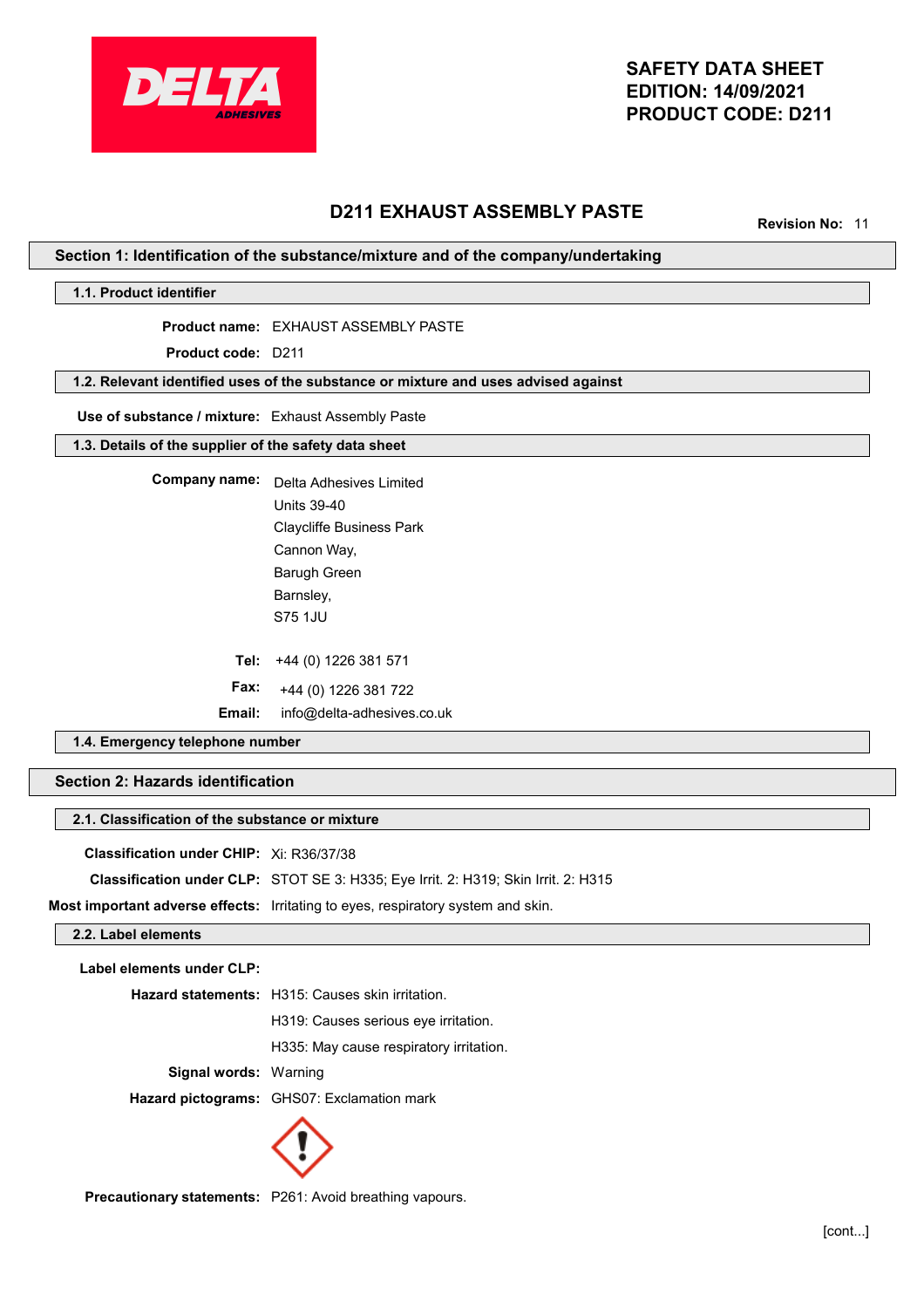# SAFETY DATA SHEET
# EDITION: 14/09/2021
# PRODUCT CODE: D211

## D211 EXHAUST ASSEMBLY PASTE

**Revision No:** 11

## Section 1: Identification of the substance/mixture and of the company/undertaking

### 1.1. Product identifier

**Product name:** EXHAUST ASSEMBLY PASTE

**Product code:** D211

### 1.2. Relevant identified uses of the substance or mixture and uses advised against

**Use of substance / mixture:** Exhaust Assembly Paste

### 1.3. Details of the supplier of the safety data sheet

**Company name:** Delta Adhesives Limited
Units 39-40
Claycliffe Business Park
Cannon Way,
Barugh Green
Barnsley,
S75 1JU

**Tel:** +44 (0) 1226 381 571

**Fax:** +44 (0) 1226 381 722

**Email:** info@delta-adhesives.co.uk

### 1.4. Emergency telephone number

## Section 2: Hazards identification

### 2.1. Classification of the substance or mixture

**Classification under CHIP:** Xi: R36/37/38

**Classification under CLP:** STOT SE 3: H335; Eye Irrit. 2: H319; Skin Irrit. 2: H315

**Most important adverse effects:** Irritating to eyes, respiratory system and skin.

### 2.2. Label elements

**Label elements under CLP:**

**Hazard statements:** H315: Causes skin irritation.
H319: Causes serious eye irritation.
H335: May cause respiratory irritation.

**Signal words:** Warning

**Hazard pictograms:** GHS07: Exclamation mark

**Precautionary statements:** P261: Avoid breathing vapours.

[cont...]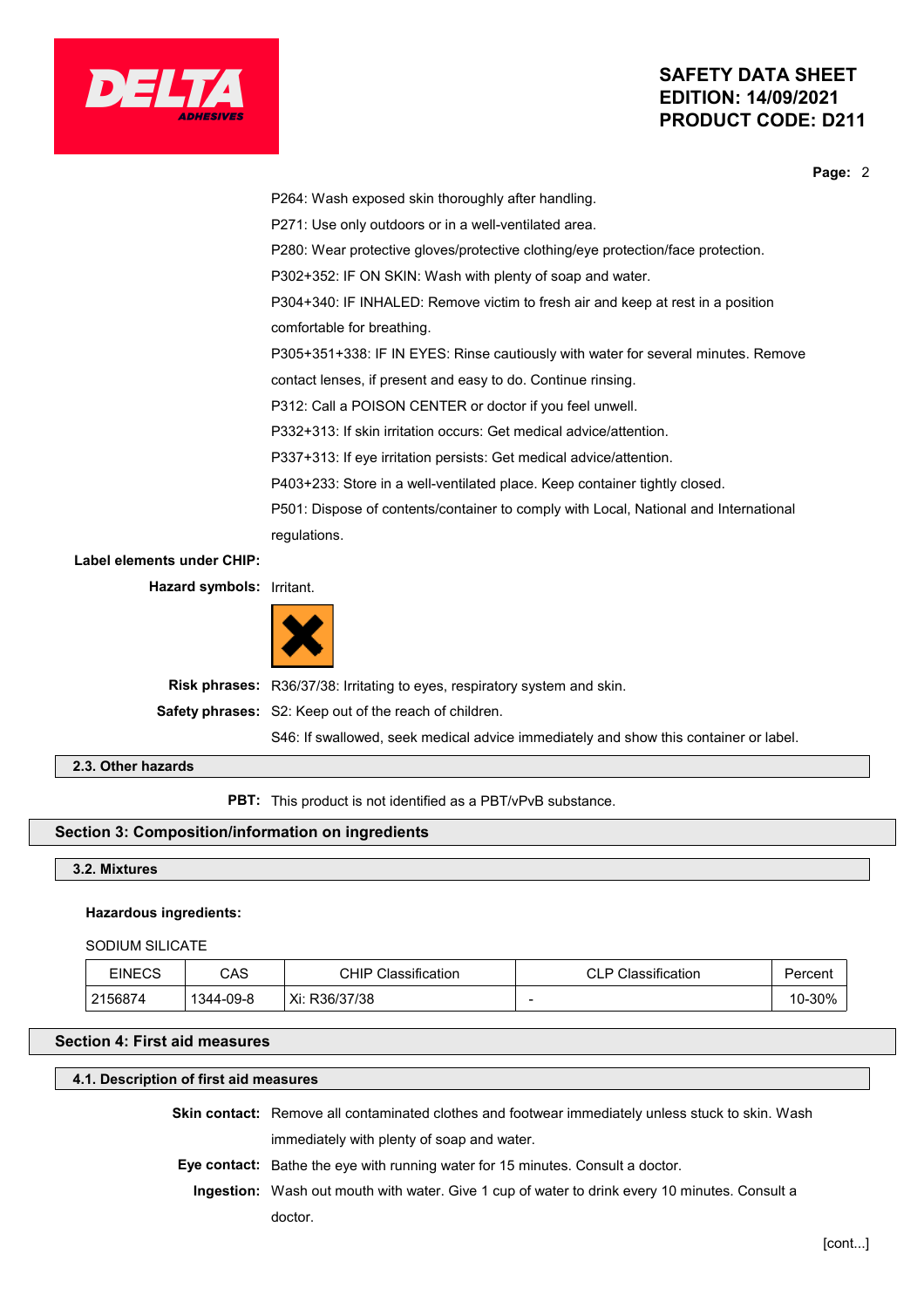P264: Wash exposed skin thoroughly after handling.

P271: Use only outdoors or in a well-ventilated area.

P280: Wear protective gloves/protective clothing/eye protection/face protection.

P302+352: IF ON SKIN: Wash with plenty of soap and water.

P304+340: IF INHALED: Remove victim to fresh air and keep at rest in a position comfortable for breathing.

P305+351+338: IF IN EYES: Rinse cautiously with water for several minutes. Remove contact lenses, if present and easy to do. Continue rinsing.

P312: Call a POISON CENTER or doctor if you feel unwell.

P332+313: If skin irritation occurs: Get medical advice/attention.

P337+313: If eye irritation persists: Get medical advice/attention.

P403+233: Store in a well-ventilated place. Keep container tightly closed.

P501: Dispose of contents/container to comply with Local, National and International regulations.

**Label elements under CHIP:**

**Hazard symbols:** Irritant.

**Risk phrases:** R36/37/38: Irritating to eyes, respiratory system and skin.

**Safety phrases:** S2: Keep out of the reach of children.

S46: If swallowed, seek medical advice immediately and show this container or label.

### 2.3. Other hazards

**PBT:** This product is not identified as a PBT/vPvB substance.

## Section 3: Composition/information on ingredients

### 3.2. Mixtures

**Hazardous ingredients:**

SODIUM SILICATE

| EINECS | CAS | CHIP Classification | CLP Classification | Percent |
|---|---|---|---|---|
| 2156874 | 1344-09-8 | Xi: R36/37/38 | - | 10-30% |

## Section 4: First aid measures

### 4.1. Description of first aid measures

**Skin contact:** Remove all contaminated clothes and footwear immediately unless stuck to skin. Wash immediately with plenty of soap and water.

**Eye contact:** Bathe the eye with running water for 15 minutes. Consult a doctor.

**Ingestion:** Wash out mouth with water. Give 1 cup of water to drink every 10 minutes. Consult a doctor.

[cont...]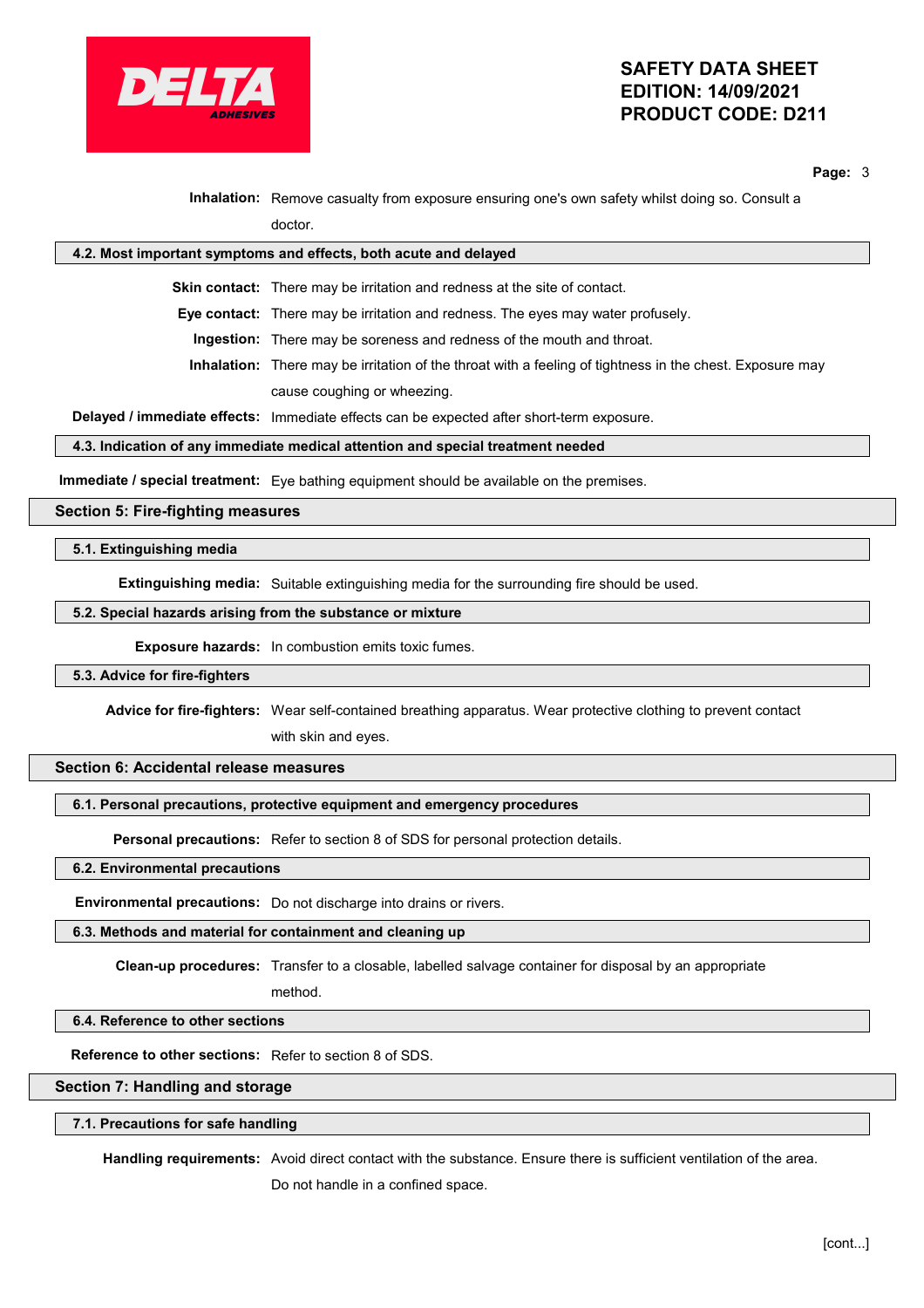**Inhalation:** Remove casualty from exposure ensuring one's own safety whilst doing so. Consult a doctor.

### 4.2. Most important symptoms and effects, both acute and delayed

**Skin contact:** There may be irritation and redness at the site of contact.

**Eye contact:** There may be irritation and redness. The eyes may water profusely.

**Ingestion:** There may be soreness and redness of the mouth and throat.

**Inhalation:** There may be irritation of the throat with a feeling of tightness in the chest. Exposure may cause coughing or wheezing.

**Delayed / immediate effects:** Immediate effects can be expected after short-term exposure.

### 4.3. Indication of any immediate medical attention and special treatment needed

**Immediate / special treatment:** Eye bathing equipment should be available on the premises.

## Section 5: Fire-fighting measures

### 5.1. Extinguishing media

**Extinguishing media:** Suitable extinguishing media for the surrounding fire should be used.

### 5.2. Special hazards arising from the substance or mixture

**Exposure hazards:** In combustion emits toxic fumes.

### 5.3. Advice for fire-fighters

**Advice for fire-fighters:** Wear self-contained breathing apparatus. Wear protective clothing to prevent contact with skin and eyes.

## Section 6: Accidental release measures

### 6.1. Personal precautions, protective equipment and emergency procedures

**Personal precautions:** Refer to section 8 of SDS for personal protection details.

### 6.2. Environmental precautions

**Environmental precautions:** Do not discharge into drains or rivers.

### 6.3. Methods and material for containment and cleaning up

**Clean-up procedures:** Transfer to a closable, labelled salvage container for disposal by an appropriate method.

### 6.4. Reference to other sections

**Reference to other sections:** Refer to section 8 of SDS.

## Section 7: Handling and storage

### 7.1. Precautions for safe handling

**Handling requirements:** Avoid direct contact with the substance. Ensure there is sufficient ventilation of the area. Do not handle in a confined space.

[cont...]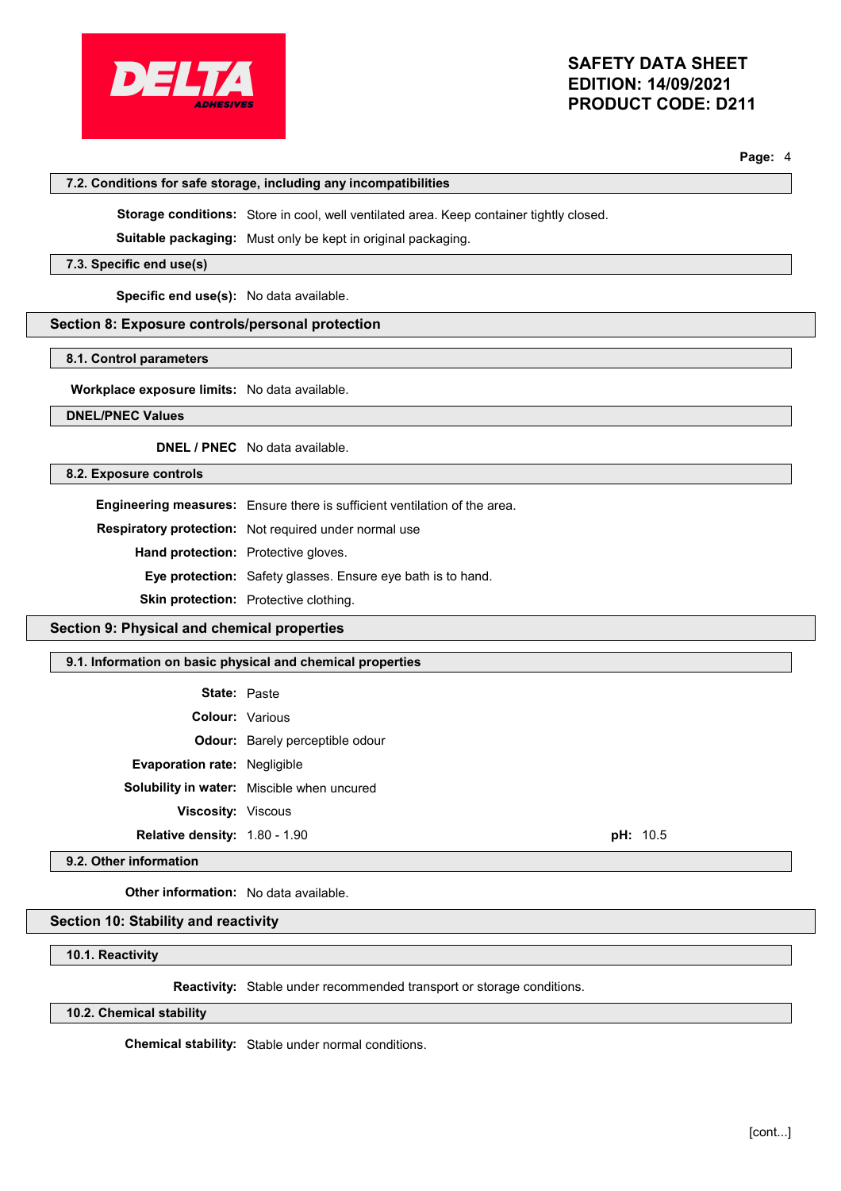### 7.2. Conditions for safe storage, including any incompatibilities

**Storage conditions:** Store in cool, well ventilated area. Keep container tightly closed.

**Suitable packaging:** Must only be kept in original packaging.

### 7.3. Specific end use(s)

**Specific end use(s):** No data available.

## Section 8: Exposure controls/personal protection

### 8.1. Control parameters

**Workplace exposure limits:** No data available.

### DNEL/PNEC Values

**DNEL / PNEC** No data available.

### 8.2. Exposure controls

**Engineering measures:** Ensure there is sufficient ventilation of the area.

**Respiratory protection:** Not required under normal use

**Hand protection:** Protective gloves.

**Eye protection:** Safety glasses. Ensure eye bath is to hand.

**Skin protection:** Protective clothing.

## Section 9: Physical and chemical properties

### 9.1. Information on basic physical and chemical properties

**State:** Paste

**Colour:** Various

**Odour:** Barely perceptible odour

**Evaporation rate:** Negligible

**Solubility in water:** Miscible when uncured

**Viscosity:** Viscous

**Relative density:** 1.80 - 1.90

**pH:** 10.5

### 9.2. Other information

**Other information:** No data available.

## Section 10: Stability and reactivity

### 10.1. Reactivity

**Reactivity:** Stable under recommended transport or storage conditions.

### 10.2. Chemical stability

**Chemical stability:** Stable under normal conditions.

[cont...]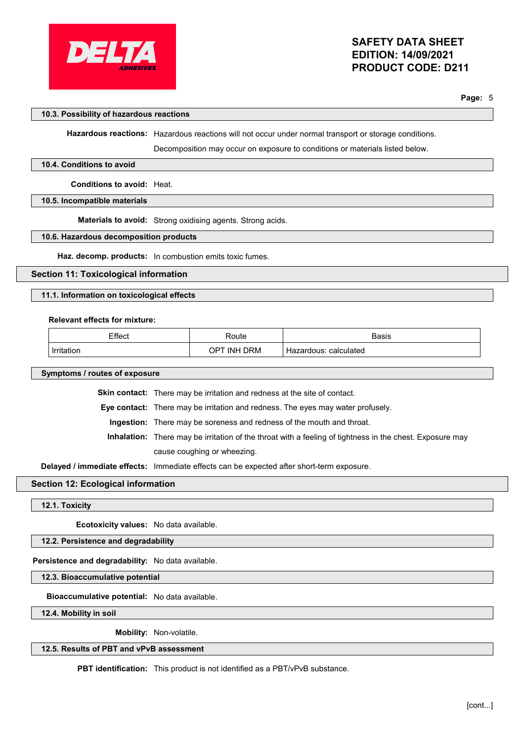### 10.3. Possibility of hazardous reactions

**Hazardous reactions:** Hazardous reactions will not occur under normal transport or storage conditions.

Decomposition may occur on exposure to conditions or materials listed below.

### 10.4. Conditions to avoid

**Conditions to avoid:** Heat.

### 10.5. Incompatible materials

**Materials to avoid:** Strong oxidising agents. Strong acids.

### 10.6. Hazardous decomposition products

**Haz. decomp. products:** In combustion emits toxic fumes.

## Section 11: Toxicological information

### 11.1. Information on toxicological effects

**Relevant effects for mixture:**

| Effect | Route | Basis |
|---|---|---|
| Irritation | OPT INH DRM | Hazardous: calculated |

### Symptoms / routes of exposure

**Skin contact:** There may be irritation and redness at the site of contact.

**Eye contact:** There may be irritation and redness. The eyes may water profusely.

**Ingestion:** There may be soreness and redness of the mouth and throat.

**Inhalation:** There may be irritation of the throat with a feeling of tightness in the chest. Exposure may cause coughing or wheezing.

**Delayed / immediate effects:** Immediate effects can be expected after short-term exposure.

## Section 12: Ecological information

### 12.1. Toxicity

**Ecotoxicity values:** No data available.

### 12.2. Persistence and degradability

**Persistence and degradability:** No data available.

### 12.3. Bioaccumulative potential

**Bioaccumulative potential:** No data available.

### 12.4. Mobility in soil

**Mobility:** Non-volatile.

### 12.5. Results of PBT and vPvB assessment

**PBT identification:** This product is not identified as a PBT/vPvB substance.

[cont...]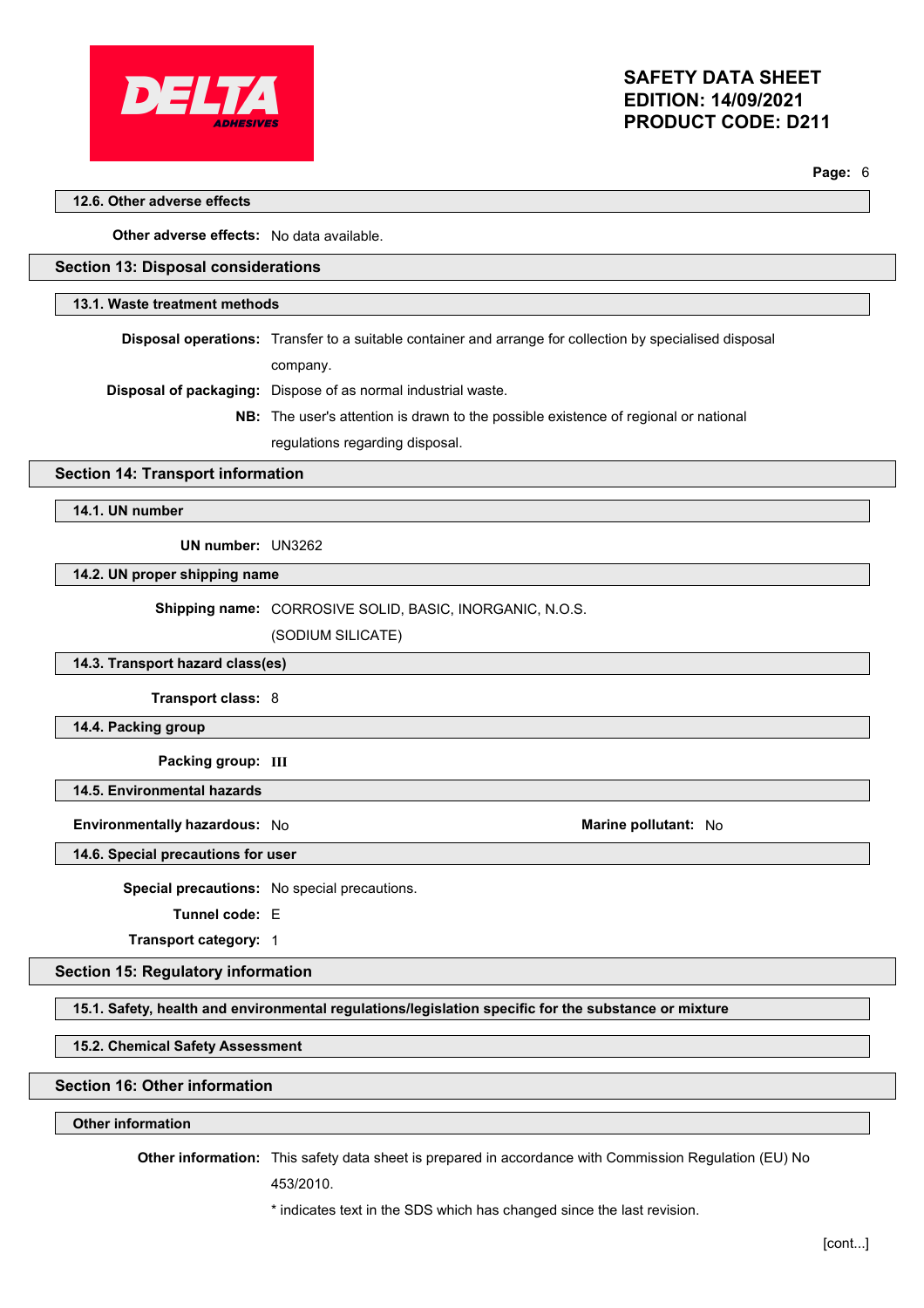### 12.6. Other adverse effects

**Other adverse effects:** No data available.

## Section 13: Disposal considerations

### 13.1. Waste treatment methods

**Disposal operations:** Transfer to a suitable container and arrange for collection by specialised disposal company.

**Disposal of packaging:** Dispose of as normal industrial waste.

**NB:** The user's attention is drawn to the possible existence of regional or national regulations regarding disposal.

## Section 14: Transport information

### 14.1. UN number

**UN number:** UN3262

### 14.2. UN proper shipping name

**Shipping name:** CORROSIVE SOLID, BASIC, INORGANIC, N.O.S. (SODIUM SILICATE)

### 14.3. Transport hazard class(es)

**Transport class:** 8

### 14.4. Packing group

**Packing group:** III

### 14.5. Environmental hazards

**Environmentally hazardous:** No

**Marine pollutant:** No

### 14.6. Special precautions for user

**Special precautions:** No special precautions.

**Tunnel code:** E

**Transport category:** 1

## Section 15: Regulatory information

### 15.1. Safety, health and environmental regulations/legislation specific for the substance or mixture

### 15.2. Chemical Safety Assessment

## Section 16: Other information

### Other information

**Other information:** This safety data sheet is prepared in accordance with Commission Regulation (EU) No 453/2010.

* indicates text in the SDS which has changed since the last revision.

[cont...]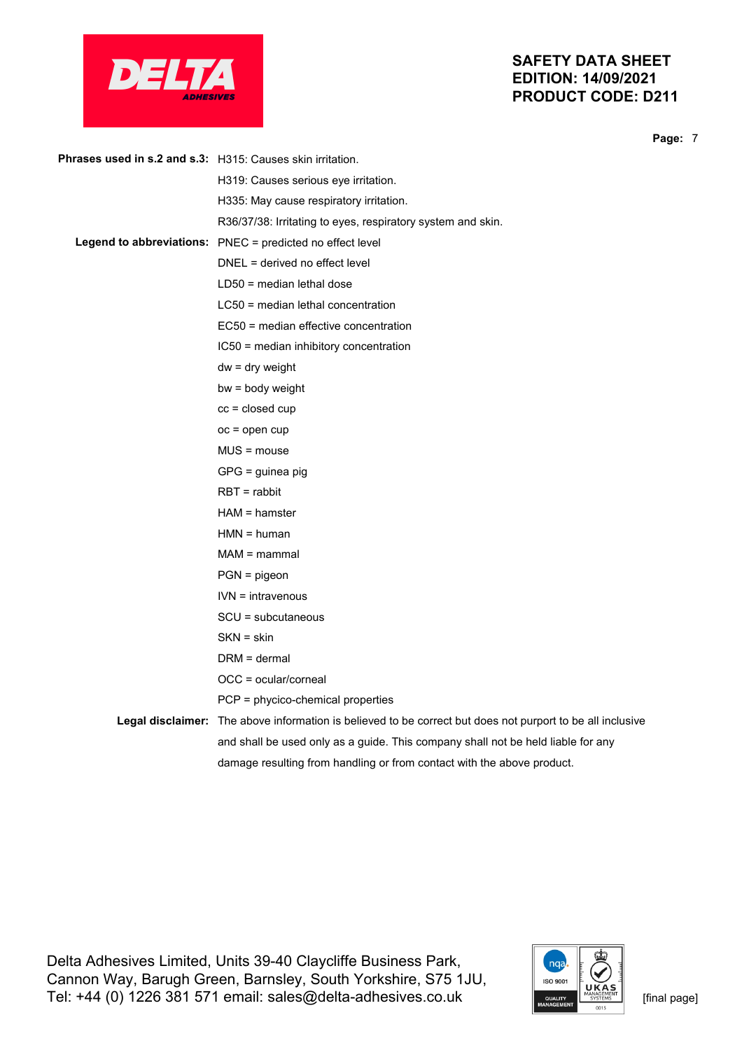**Phrases used in s.2 and s.3:** H315: Causes skin irritation.

H319: Causes serious eye irritation.

H335: May cause respiratory irritation.

R36/37/38: Irritating to eyes, respiratory system and skin.

**Legend to abbreviations:** PNEC = predicted no effect level

DNEL = derived no effect level

LD50 = median lethal dose

LC50 = median lethal concentration

EC50 = median effective concentration

IC50 = median inhibitory concentration

dw = dry weight

bw = body weight

cc = closed cup

oc = open cup

MUS = mouse

GPG = guinea pig

RBT = rabbit

HAM = hamster

HMN = human

MAM = mammal

PGN = pigeon

IVN = intravenous

SCU = subcutaneous

SKN = skin

DRM = dermal

OCC = ocular/corneal

PCP = phycico-chemical properties

**Legal disclaimer:** The above information is believed to be correct but does not purport to be all inclusive and shall be used only as a guide. This company shall not be held liable for any damage resulting from handling or from contact with the above product.